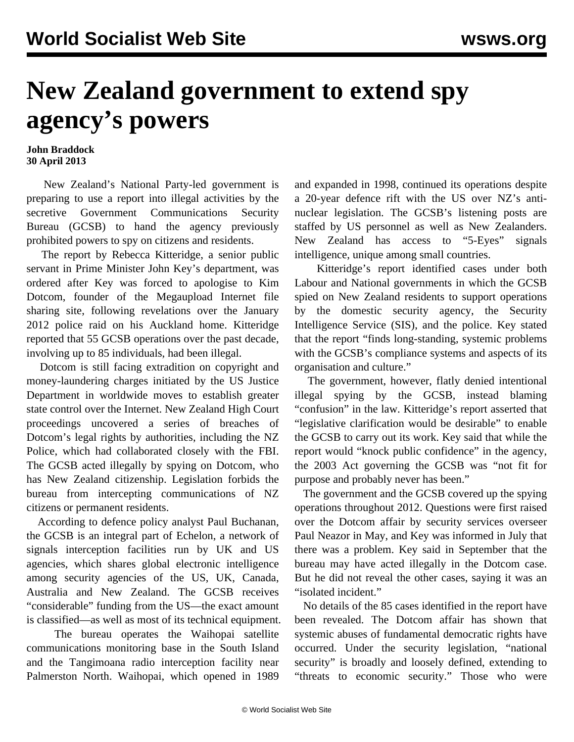# New Zealand government to extend spy agency's powers

**John Braddock**
**30 April 2013**

New Zealand's National Party-led government is preparing to use a report into illegal activities by the secretive Government Communications Security Bureau (GCSB) to hand the agency previously prohibited powers to spy on citizens and residents.

The report by Rebecca Kitteridge, a senior public servant in Prime Minister John Key's department, was ordered after Key was forced to apologise to Kim Dotcom, founder of the Megaupload Internet file sharing site, following revelations over the January 2012 police raid on his Auckland home. Kitteridge reported that 55 GCSB operations over the past decade, involving up to 85 individuals, had been illegal.

Dotcom is still facing extradition on copyright and money-laundering charges initiated by the US Justice Department in worldwide moves to establish greater state control over the Internet. New Zealand High Court proceedings uncovered a series of breaches of Dotcom's legal rights by authorities, including the NZ Police, which had collaborated closely with the FBI. The GCSB acted illegally by spying on Dotcom, who has New Zealand citizenship. Legislation forbids the bureau from intercepting communications of NZ citizens or permanent residents.

According to defence policy analyst Paul Buchanan, the GCSB is an integral part of Echelon, a network of signals interception facilities run by UK and US agencies, which shares global electronic intelligence among security agencies of the US, UK, Canada, Australia and New Zealand. The GCSB receives "considerable" funding from the US—the exact amount is classified—as well as most of its technical equipment.

The bureau operates the Waihopai satellite communications monitoring base in the South Island and the Tangimoana radio interception facility near Palmerston North. Waihopai, which opened in 1989 and expanded in 1998, continued its operations despite a 20-year defence rift with the US over NZ's anti-nuclear legislation. The GCSB's listening posts are staffed by US personnel as well as New Zealanders. New Zealand has access to "5-Eyes" signals intelligence, unique among small countries.

Kitteridge's report identified cases under both Labour and National governments in which the GCSB spied on New Zealand residents to support operations by the domestic security agency, the Security Intelligence Service (SIS), and the police. Key stated that the report "finds long-standing, systemic problems with the GCSB's compliance systems and aspects of its organisation and culture."

The government, however, flatly denied intentional illegal spying by the GCSB, instead blaming "confusion" in the law. Kitteridge's report asserted that "legislative clarification would be desirable" to enable the GCSB to carry out its work. Key said that while the report would "knock public confidence" in the agency, the 2003 Act governing the GCSB was "not fit for purpose and probably never has been."

The government and the GCSB covered up the spying operations throughout 2012. Questions were first raised over the Dotcom affair by security services overseer Paul Neazor in May, and Key was informed in July that there was a problem. Key said in September that the bureau may have acted illegally in the Dotcom case. But he did not reveal the other cases, saying it was an "isolated incident."

No details of the 85 cases identified in the report have been revealed. The Dotcom affair has shown that systemic abuses of fundamental democratic rights have occurred. Under the security legislation, "national security" is broadly and loosely defined, extending to "threats to economic security." Those who were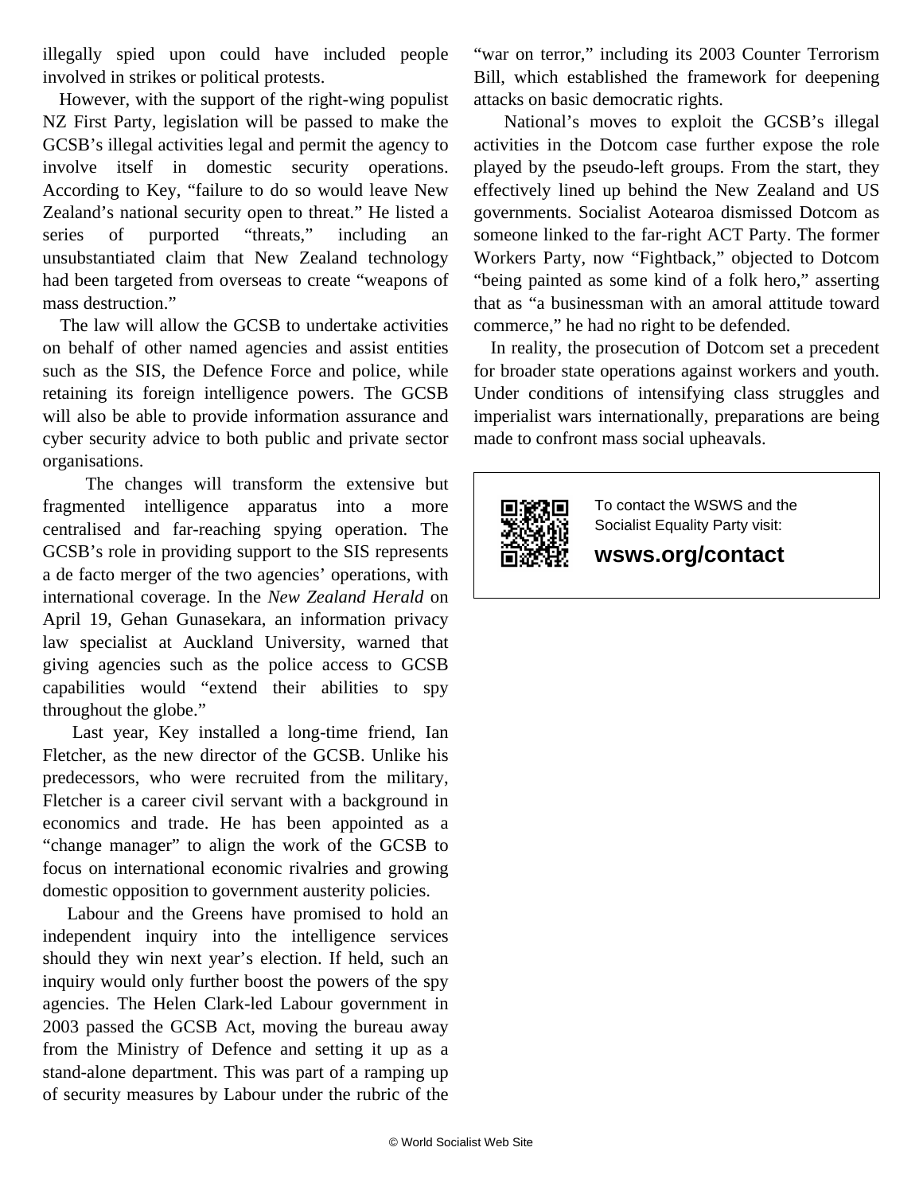illegally spied upon could have included people involved in strikes or political protests.

However, with the support of the right-wing populist NZ First Party, legislation will be passed to make the GCSB's illegal activities legal and permit the agency to involve itself in domestic security operations. According to Key, "failure to do so would leave New Zealand's national security open to threat." He listed a series of purported "threats," including an unsubstantiated claim that New Zealand technology had been targeted from overseas to create "weapons of mass destruction."

The law will allow the GCSB to undertake activities on behalf of other named agencies and assist entities such as the SIS, the Defence Force and police, while retaining its foreign intelligence powers. The GCSB will also be able to provide information assurance and cyber security advice to both public and private sector organisations.

The changes will transform the extensive but fragmented intelligence apparatus into a more centralised and far-reaching spying operation. The GCSB's role in providing support to the SIS represents a de facto merger of the two agencies' operations, with international coverage. In the *New Zealand Herald* on April 19, Gehan Gunasekara, an information privacy law specialist at Auckland University, warned that giving agencies such as the police access to GCSB capabilities would "extend their abilities to spy throughout the globe."

Last year, Key installed a long-time friend, Ian Fletcher, as the new director of the GCSB. Unlike his predecessors, who were recruited from the military, Fletcher is a career civil servant with a background in economics and trade. He has been appointed as a "change manager" to align the work of the GCSB to focus on international economic rivalries and growing domestic opposition to government austerity policies.

Labour and the Greens have promised to hold an independent inquiry into the intelligence services should they win next year's election. If held, such an inquiry would only further boost the powers of the spy agencies. The Helen Clark-led Labour government in 2003 passed the GCSB Act, moving the bureau away from the Ministry of Defence and setting it up as a stand-alone department. This was part of a ramping up of security measures by Labour under the rubric of the "war on terror," including its 2003 Counter Terrorism Bill, which established the framework for deepening attacks on basic democratic rights.

National's moves to exploit the GCSB's illegal activities in the Dotcom case further expose the role played by the pseudo-left groups. From the start, they effectively lined up behind the New Zealand and US governments. Socialist Aotearoa dismissed Dotcom as someone linked to the far-right ACT Party. The former Workers Party, now "Fightback," objected to Dotcom "being painted as some kind of a folk hero," asserting that as "a businessman with an amoral attitude toward commerce," he had no right to be defended.

In reality, the prosecution of Dotcom set a precedent for broader state operations against workers and youth. Under conditions of intensifying class struggles and imperialist wars internationally, preparations are being made to confront mass social upheavals.

To contact the WSWS and the Socialist Equality Party visit:

**wsws.org/contact**